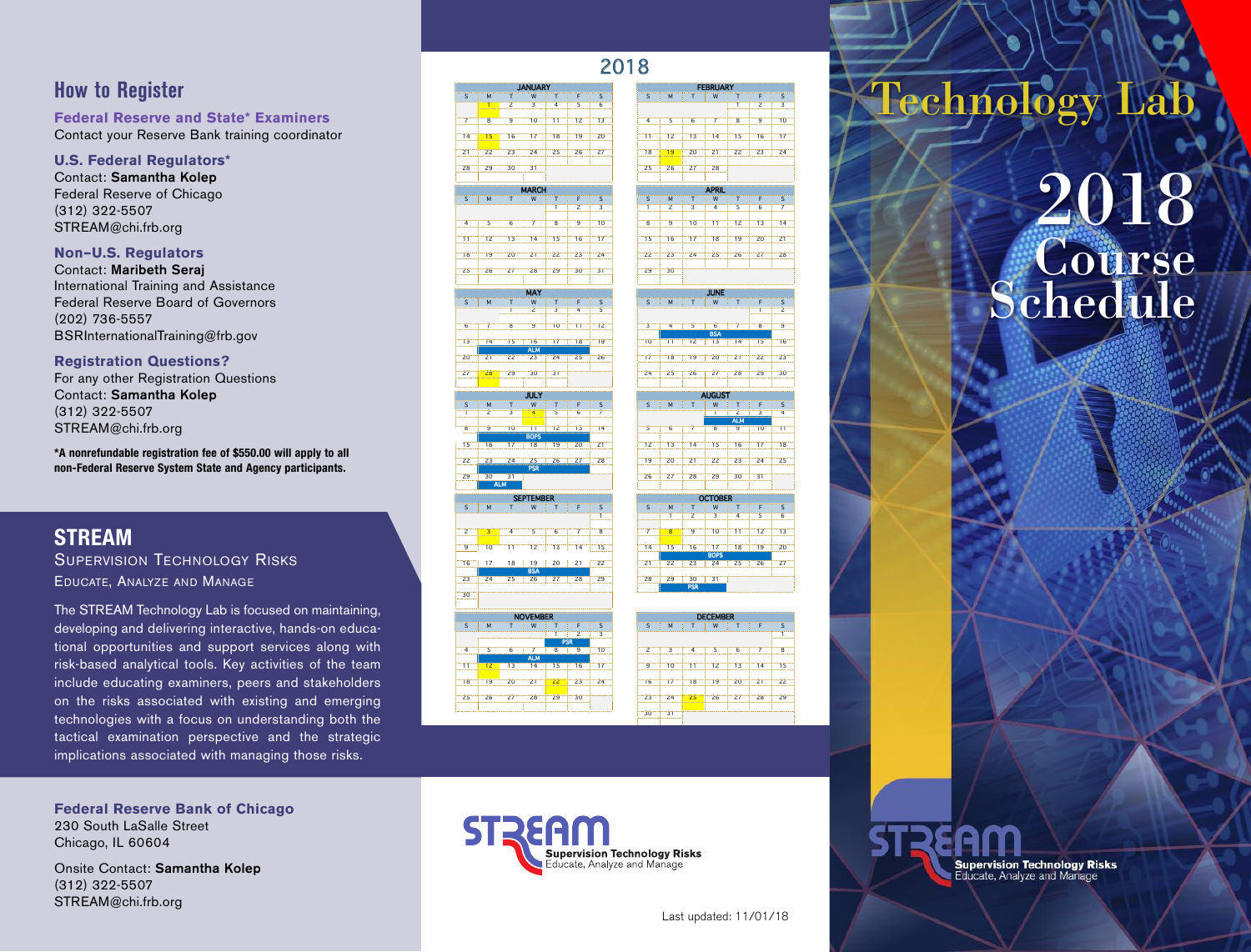## How to Register

**Federal Reserve and State* Examiners**
Contact your Reserve Bank training coordinator

**U.S. Federal Regulators***
Contact: **Samantha Kolep**
Federal Reserve of Chicago
(312) 322-5507
STREAM@chi.frb.org

**Non–U.S. Regulators**
Contact: **Maribeth Seraj**
International Training and Assistance
Federal Reserve Board of Governors
(202) 736-5557
BSRInternationalTraining@frb.gov

**Registration Questions?**
For any other Registration Questions
Contact: **Samantha Kolep**
(312) 322-5507
STREAM@chi.frb.org

***A nonrefundable registration fee of $550.00 will apply to all non-Federal Reserve System State and Agency participants.**

## STREAM

SUPERVISION TECHNOLOGY RISKS
EDUCATE, ANALYZE AND MANAGE

The STREAM Technology Lab is focused on maintaining, developing and delivering interactive, hands-on educational opportunities and support services along with risk-based analytical tools. Key activities of the team include educating examiners, peers and stakeholders on the risks associated with existing and emerging technologies with a focus on understanding both the tactical examination perspective and the strategic implications associated with managing those risks.

**Federal Reserve Bank of Chicago**
230 South LaSalle Street
Chicago, IL 60604

Onsite Contact: **Samantha Kolep**
(312) 322-5507
STREAM@chi.frb.org

## 2018

**JANUARY**

| S | M | T | W | T | F | S |
|---|---|---|---|---|---|---|
| | 1 | 2 | 3 | 4 | 5 | 6 |
| 7 | 8 | 9 | 10 | 11 | 12 | 13 |
| 14 | 15 | 16 | 17 | 18 | 19 | 20 |
| 21 | 22 | 23 | 24 | 25 | 26 | 27 |
| 28 | 29 | 30 | 31 | | | |

**FEBRUARY**

| S | M | T | W | T | F | S |
|---|---|---|---|---|---|---|
| | | | | 1 | 2 | 3 |
| 4 | 5 | 6 | 7 | 8 | 9 | 10 |
| 11 | 12 | 13 | 14 | 15 | 16 | 17 |
| 18 | 19 | 20 | 21 | 22 | 23 | 24 |
| 25 | 26 | 27 | 28 | | | |

**MARCH**

| S | M | T | W | T | F | S |
|---|---|---|---|---|---|---|
| | | | | 1 | 2 | 3 |
| 4 | 5 | 6 | 7 | 8 | 9 | 10 |
| 11 | 12 | 13 | 14 | 15 | 16 | 17 |
| 18 | 19 | 20 | 21 | 22 | 23 | 24 |
| 25 | 26 | 27 | 28 | 29 | 30 | 31 |

**APRIL**

| S | M | T | W | T | F | S |
|---|---|---|---|---|---|---|
| 1 | 2 | 3 | 4 | 5 | 6 | 7 |
| 8 | 9 | 10 | 11 | 12 | 13 | 14 |
| 15 | 16 | 17 | 18 | 19 | 20 | 21 |
| 22 | 23 | 24 | 25 | 26 | 27 | 28 |
| 29 | 30 | | | | | |

**MAY**

| S | M | T | W | T | F | S |
|---|---|---|---|---|---|---|
| | | 1 | 2 | 3 | 4 | 5 |
| 6 | 7 | 8 | 9 | 10 | 11 | 12 |
| 13 | 14 ALM | 15 ALM | 16 ALM | 17 ALM | 18 ALM | 19 |
| 20 | 21 | 22 | 23 | 24 | 25 | 26 |
| 27 | 28 | 29 | 30 | 31 | | |

**JUNE**

| S | M | T | W | T | F | S |
|---|---|---|---|---|---|---|
| | | | | | 1 | 2 |
| 3 | 4 BSA | 5 BSA | 6 BSA | 7 BSA | 8 BSA | 9 |
| 10 | 11 | 12 | 13 | 14 | 15 | 16 |
| 17 | 18 | 19 | 20 | 21 | 22 | 23 |
| 24 | 25 | 26 | 27 | 28 | 29 | 30 |

**JULY**

| S | M | T | W | T | F | S |
|---|---|---|---|---|---|---|
| 1 | 2 | 3 | 4 | 5 | 6 | 7 |
| 8 | 9 BOPS | 10 BOPS | 11 BOPS | 12 BOPS | 13 BOPS | 14 |
| 15 | 16 | 17 | 18 | 19 | 20 | 21 |
| 22 | 23 PSR | 24 PSR | 25 PSR | 26 PSR | 27 PSR | 28 |
| 29 | 30 ALM | 31 ALM | | | | |

**AUGUST**

| S | M | T | W | T | F | S |
|---|---|---|---|---|---|---|
| | | | 1 ALM | 2 ALM | 3 ALM | 4 |
| 5 | 6 | 7 | 8 | 9 | 10 | 11 |
| 12 | 13 | 14 | 15 | 16 | 17 | 18 |
| 19 | 20 | 21 | 22 | 23 | 24 | 25 |
| 26 | 27 | 28 | 29 | 30 | 31 | |

**SEPTEMBER**

| S | M | T | W | T | F | S |
|---|---|---|---|---|---|---|
| | | | | | | 1 |
| 2 | 3 | 4 | 5 | 6 | 7 | 8 |
| 9 | 10 | 11 | 12 | 13 | 14 | 15 |
| 16 | 17 BSA | 18 BSA | 19 BSA | 20 BSA | 21 BSA | 22 |
| 23 | 24 | 25 | 26 | 27 | 28 | 29 |
| 30 | | | | | | |

**OCTOBER**

| S | M | T | W | T | F | S |
|---|---|---|---|---|---|---|
| | 1 | 2 | 3 | 4 | 5 | 6 |
| 7 | 8 | 9 | 10 | 11 | 12 | 13 |
| 14 | 15 BOPS | 16 BOPS | 17 BOPS | 18 BOPS | 19 BOPS | 20 |
| 21 | 22 | 23 | 24 | 25 | 26 | 27 |
| 28 | 29 PSR | 30 PSR | 31 PSR | | | |

**NOVEMBER**

| S | M | T | W | T | F | S |
|---|---|---|---|---|---|---|
| | | | | 1 PSR | 2 PSR | 3 |
| 4 | 5 ALM | 6 ALM | 7 ALM | 8 ALM | 9 ALM | 10 |
| 11 | 12 | 13 | 14 | 15 | 16 | 17 |
| 18 | 19 | 20 | 21 | 22 | 23 | 24 |
| 25 | 26 | 27 | 28 | 29 | 30 | |

**DECEMBER**

| S | M | T | W | T | F | S |
|---|---|---|---|---|---|---|
| | | | | | | 1 |
| 2 | 3 | 4 | 5 | 6 | 7 | 8 |
| 9 | 10 | 11 | 12 | 13 | 14 | 15 |
| 16 | 17 | 18 | 19 | 20 | 21 | 22 |
| 23 | 24 | 25 | 26 | 27 | 28 | 29 |
| 30 | 31 | | | | | |

STREAM
Supervision Technology Risks
Educate, Analyze and Manage

Last updated: 11/01/18

# Technology Lab

# 2018 Course Schedule

STREAM
Supervision Technology Risks
Educate, Analyze and Manage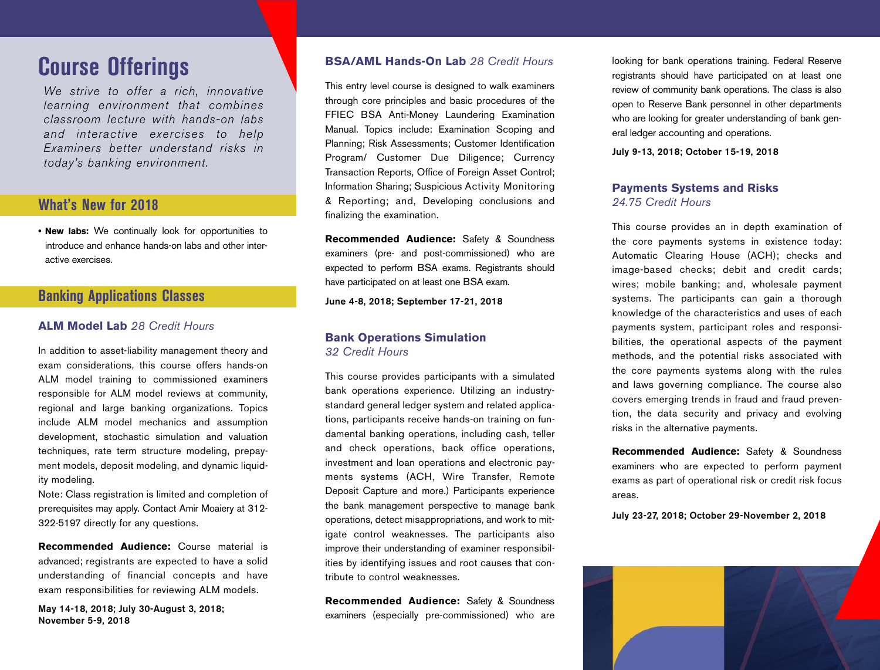# Course Offerings

*We strive to offer a rich, innovative learning environment that combines classroom lecture with hands-on labs and interactive exercises to help Examiners better understand risks in today's banking environment.*

## What's New for 2018

- **New labs:** We continually look for opportunities to introduce and enhance hands-on labs and other interactive exercises.

## Banking Applications Classes

### ALM Model Lab *28 Credit Hours*

In addition to asset-liability management theory and exam considerations, this course offers hands-on ALM model training to commissioned examiners responsible for ALM model reviews at community, regional and large banking organizations. Topics include ALM model mechanics and assumption development, stochastic simulation and valuation techniques, rate term structure modeling, prepayment models, deposit modeling, and dynamic liquidity modeling.

Note: Class registration is limited and completion of prerequisites may apply. Contact Amir Moaiery at 312-322-5197 directly for any questions.

**Recommended Audience:** Course material is advanced; registrants are expected to have a solid understanding of financial concepts and have exam responsibilities for reviewing ALM models.

**May 14-18, 2018; July 30-August 3, 2018; November 5-9, 2018**

### BSA/AML Hands-On Lab *28 Credit Hours*

This entry level course is designed to walk examiners through core principles and basic procedures of the FFIEC BSA Anti-Money Laundering Examination Manual. Topics include: Examination Scoping and Planning; Risk Assessments; Customer Identification Program/ Customer Due Diligence; Currency Transaction Reports, Office of Foreign Asset Control; Information Sharing; Suspicious Activity Monitoring & Reporting; and, Developing conclusions and finalizing the examination.

**Recommended Audience:** Safety & Soundness examiners (pre- and post-commissioned) who are expected to perform BSA exams. Registrants should have participated on at least one BSA exam.

**June 4-8, 2018; September 17-21, 2018**

### Bank Operations Simulation
*32 Credit Hours*

This course provides participants with a simulated bank operations experience. Utilizing an industry-standard general ledger system and related applications, participants receive hands-on training on fundamental banking operations, including cash, teller and check operations, back office operations, investment and loan operations and electronic payments systems (ACH, Wire Transfer, Remote Deposit Capture and more.) Participants experience the bank management perspective to manage bank operations, detect misappropriations, and work to mitigate control weaknesses. The participants also improve their understanding of examiner responsibilities by identifying issues and root causes that contribute to control weaknesses.

**Recommended Audience:** Safety & Soundness examiners (especially pre-commissioned) who are looking for bank operations training. Federal Reserve registrants should have participated on at least one review of community bank operations. The class is also open to Reserve Bank personnel in other departments who are looking for greater understanding of bank general ledger accounting and operations.

**July 9-13, 2018; October 15-19, 2018**

### Payments Systems and Risks
*24.75 Credit Hours*

This course provides an in depth examination of the core payments systems in existence today: Automatic Clearing House (ACH); checks and image-based checks; debit and credit cards; wires; mobile banking; and, wholesale payment systems. The participants can gain a thorough knowledge of the characteristics and uses of each payments system, participant roles and responsibilities, the operational aspects of the payment methods, and the potential risks associated with the core payments systems along with the rules and laws governing compliance. The course also covers emerging trends in fraud and fraud prevention, the data security and privacy and evolving risks in the alternative payments.

**Recommended Audience:** Safety & Soundness examiners who are expected to perform payment exams as part of operational risk or credit risk focus areas.

**July 23-27, 2018; October 29-November 2, 2018**